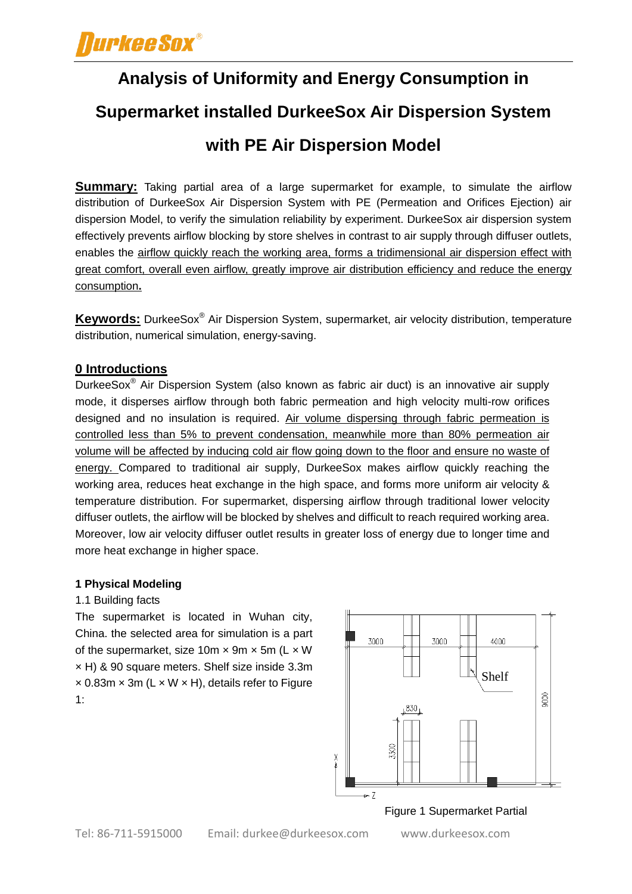# Analysis of Uniformity and Energy Consumption in Supermarket installed DurkeeSox Air Dispersion System with PE Air Dispersion Model

**Summary:** Taking partial area of a large supermarket for example, to simulate the airflow distribution of DurkeeSox Air Dispersion System with PE (Permeation and Orifices Ejection) air dispersion Model, to verify the simulation reliability by experiment. DurkeeSox air dispersion system effectively prevents airflow blocking by store shelves in contrast to air supply through diffuser outlets, enables the airflow quickly reach the working area, forms a tridimensional air dispersion effect with great comfort, overall even airflow, greatly improve air distribution efficiency and reduce the energy consumption.

**Keywords:** DurkeeSox® Air Dispersion System, supermarket, air velocity distribution, temperature distribution, numerical simulation, energy-saving.

## 0 Introductions

DurkeeSox® Air Dispersion System (also known as fabric air duct) is an innovative air supply mode, it disperses airflow through both fabric permeation and high velocity multi-row orifices designed and no insulation is required. Air volume dispersing through fabric permeation is controlled less than 5% to prevent condensation, meanwhile more than 80% permeation air volume will be affected by inducing cold air flow going down to the floor and ensure no waste of energy. Compared to traditional air supply, DurkeeSox makes airflow quickly reaching the working area, reduces heat exchange in the high space, and forms more uniform air velocity & temperature distribution. For supermarket, dispersing airflow through traditional lower velocity diffuser outlets, the airflow will be blocked by shelves and difficult to reach required working area. Moreover, low air velocity diffuser outlet results in greater loss of energy due to longer time and more heat exchange in higher space.

### 1 Physical Modeling

1.1 Building facts

The supermarket is located in Wuhan city, China. the selected area for simulation is a part of the supermarket, size 10m × 9m × 5m (L × W × H) & 90 square meters. Shelf size inside 3.3m × 0.83m × 3m (L × W × H), details refer to Figure 1:

Figure 1 Supermarket Partial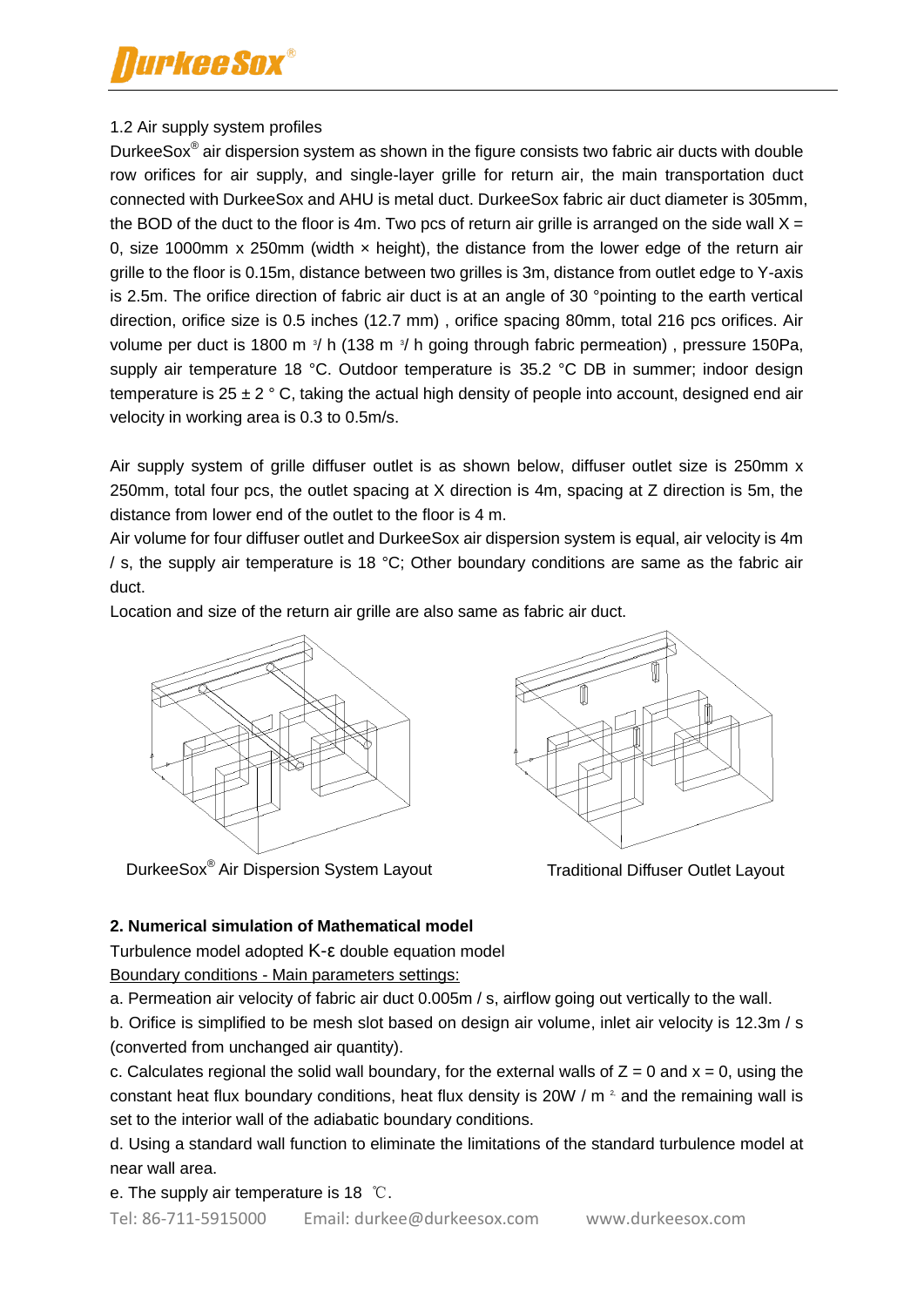1.2 Air supply system profiles

DurkeeSox® air dispersion system as shown in the figure consists two fabric air ducts with double row orifices for air supply, and single-layer grille for return air, the main transportation duct connected with DurkeeSox and AHU is metal duct. DurkeeSox fabric air duct diameter is 305mm, the BOD of the duct to the floor is 4m. Two pcs of return air grille is arranged on the side wall X = 0, size 1000mm x 250mm (width × height), the distance from the lower edge of the return air grille to the floor is 0.15m, distance between two grilles is 3m, distance from outlet edge to Y-axis is 2.5m. The orifice direction of fabric air duct is at an angle of 30 °pointing to the earth vertical direction, orifice size is 0.5 inches (12.7 mm) , orifice spacing 80mm, total 216 pcs orifices. Air volume per duct is 1800 $m^3$/ h (138 $m^3$/ h going through fabric permeation) , pressure 150Pa, supply air temperature 18 °C. Outdoor temperature is 35.2 °C DB in summer; indoor design temperature is 25 ± 2 ° C, taking the actual high density of people into account, designed end air velocity in working area is 0.3 to 0.5m/s.

Air supply system of grille diffuser outlet is as shown below, diffuser outlet size is 250mm x 250mm, total four pcs, the outlet spacing at X direction is 4m, spacing at Z direction is 5m, the distance from lower end of the outlet to the floor is 4 m.

Air volume for four diffuser outlet and DurkeeSox air dispersion system is equal, air velocity is 4m / s, the supply air temperature is 18 °C; Other boundary conditions are same as the fabric air duct.

Location and size of the return air grille are also same as fabric air duct.

DurkeeSox® Air Dispersion System Layout

Traditional Diffuser Outlet Layout

**2. Numerical simulation of Mathematical model**

Turbulence model adopted K-ε double equation model

Boundary conditions - Main parameters settings:

a. Permeation air velocity of fabric air duct 0.005m / s, airflow going out vertically to the wall.

b. Orifice is simplified to be mesh slot based on design air volume, inlet air velocity is 12.3m / s (converted from unchanged air quantity).

c. Calculates regional the solid wall boundary, for the external walls of Z = 0 and x = 0, using the constant heat flux boundary conditions, heat flux density is 20W / $m^2$ and the remaining wall is set to the interior wall of the adiabatic boundary conditions.

d. Using a standard wall function to eliminate the limitations of the standard turbulence model at near wall area.

e. The supply air temperature is 18 ℃.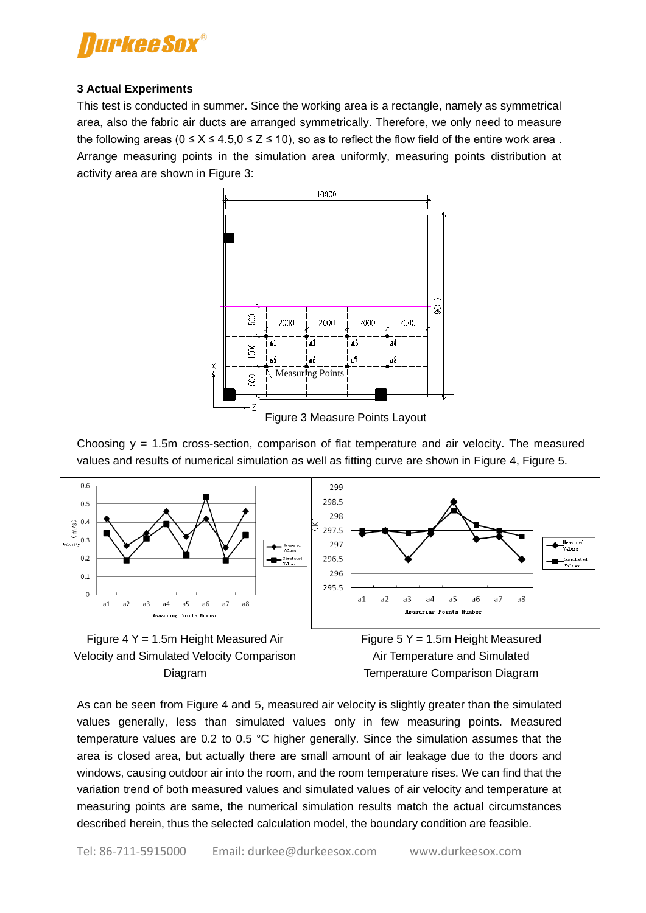### 3 Actual Experiments

This test is conducted in summer. Since the working area is a rectangle, namely as symmetrical area, also the fabric air ducts are arranged symmetrically. Therefore, we only need to measure the following areas ($0 \le X \le 4.5, 0 \le Z \le 10$), so as to reflect the flow field of the entire work area . Arrange measuring points in the simulation area uniformly, measuring points distribution at activity area are shown in Figure 3:

Figure 3 Measure Points Layout

Choosing y = 1.5m cross-section, comparison of flat temperature and air velocity. The measured values and results of numerical simulation as well as fitting curve are shown in Figure 4, Figure 5.

Figure 4 Y = 1.5m Height Measured Air Velocity and Simulated Velocity Comparison Diagram

Figure 5 Y = 1.5m Height Measured Air Temperature and Simulated Temperature Comparison Diagram

As can be seen from Figure 4 and 5, measured air velocity is slightly greater than the simulated values generally, less than simulated values only in few measuring points. Measured temperature values are 0.2 to 0.5 °C higher generally. Since the simulation assumes that the area is closed area, but actually there are small amount of air leakage due to the doors and windows, causing outdoor air into the room, and the room temperature rises. We can find that the variation trend of both measured values and simulated values of air velocity and temperature at measuring points are same, the numerical simulation results match the actual circumstances described herein, thus the selected calculation model, the boundary condition are feasible.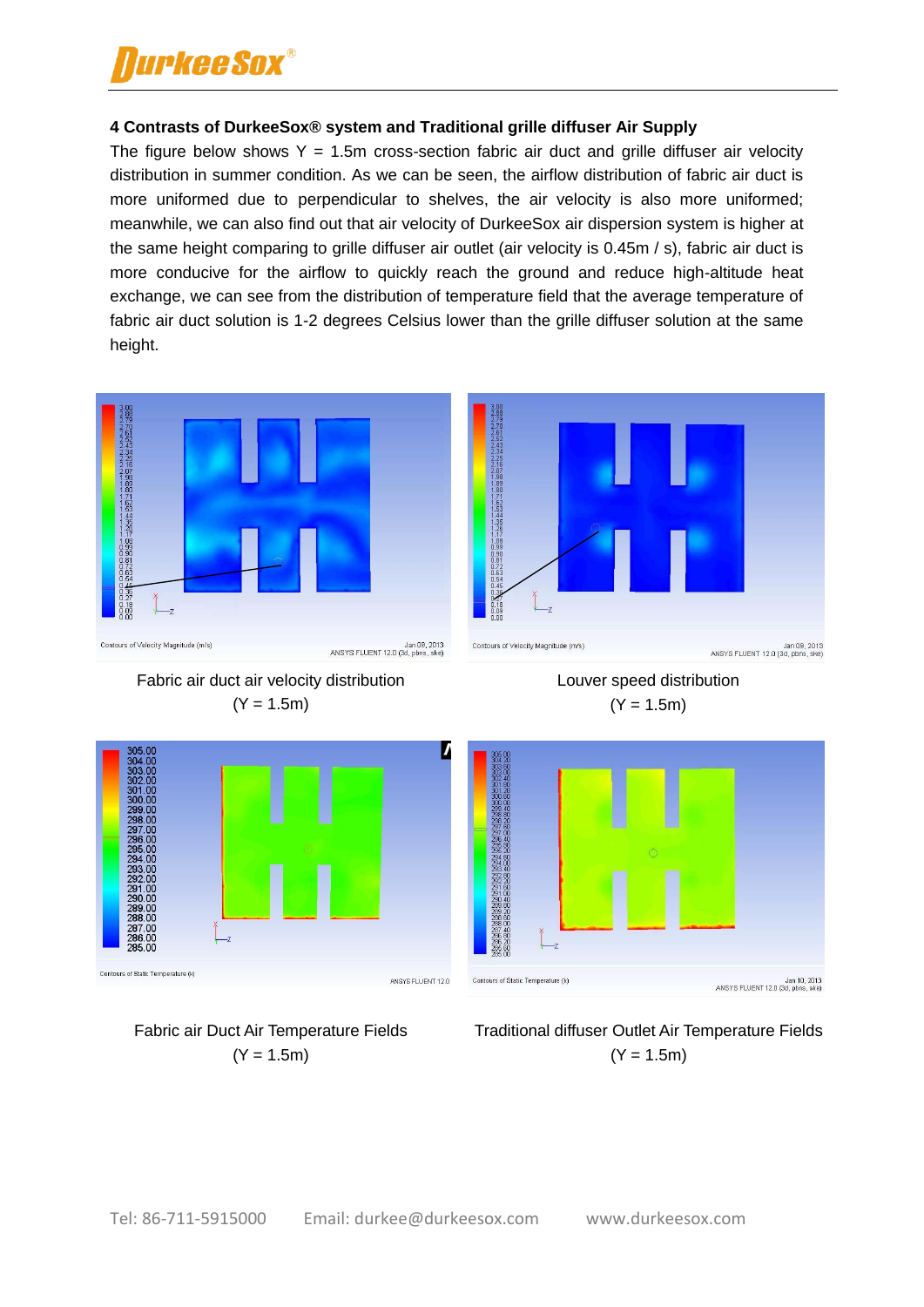## 4 Contrasts of DurkeeSox® system and Traditional grille diffuser Air Supply

The figure below shows Y = 1.5m cross-section fabric air duct and grille diffuser air velocity distribution in summer condition. As we can be seen, the airflow distribution of fabric air duct is more uniformed due to perpendicular to shelves, the air velocity is also more uniformed; meanwhile, we can also find out that air velocity of DurkeeSox air dispersion system is higher at the same height comparing to grille diffuser air outlet (air velocity is 0.45m / s), fabric air duct is more conducive for the airflow to quickly reach the ground and reduce high-altitude heat exchange, we can see from the distribution of temperature field that the average temperature of fabric air duct solution is 1-2 degrees Celsius lower than the grille diffuser solution at the same height.

Fabric air duct air velocity distribution
(Y = 1.5m)

Louver speed distribution
(Y = 1.5m)

Fabric air Duct Air Temperature Fields
(Y = 1.5m)

Traditional diffuser Outlet Air Temperature Fields
(Y = 1.5m)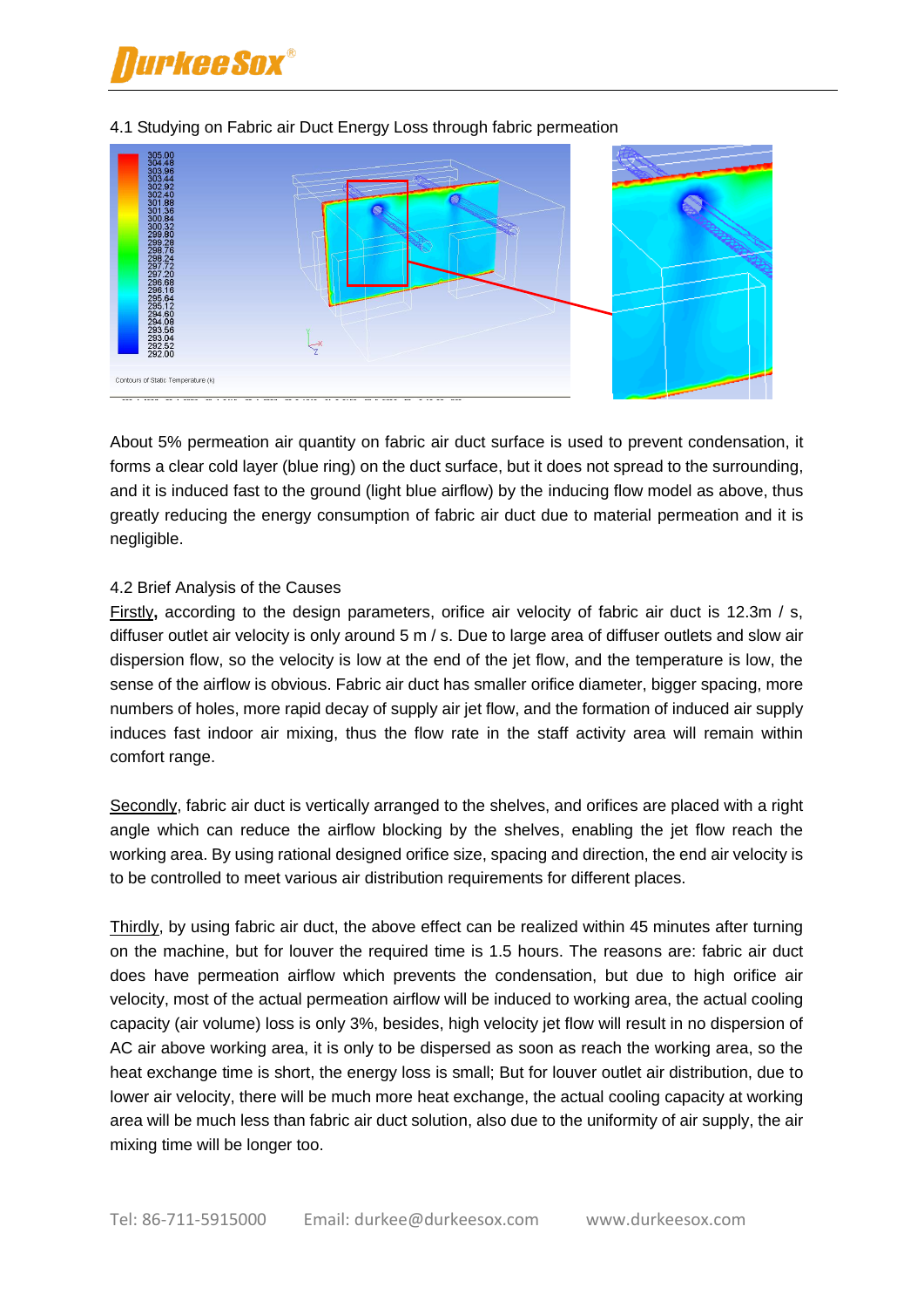4.1 Studying on Fabric air Duct Energy Loss through fabric permeation

About 5% permeation air quantity on fabric air duct surface is used to prevent condensation, it forms a clear cold layer (blue ring) on the duct surface, but it does not spread to the surrounding, and it is induced fast to the ground (light blue airflow) by the inducing flow model as above, thus greatly reducing the energy consumption of fabric air duct due to material permeation and it is negligible.

4.2 Brief Analysis of the Causes

Firstly**,** according to the design parameters, orifice air velocity of fabric air duct is 12.3m / s, diffuser outlet air velocity is only around 5 m / s. Due to large area of diffuser outlets and slow air dispersion flow, so the velocity is low at the end of the jet flow, and the temperature is low, the sense of the airflow is obvious. Fabric air duct has smaller orifice diameter, bigger spacing, more numbers of holes, more rapid decay of supply air jet flow, and the formation of induced air supply induces fast indoor air mixing, thus the flow rate in the staff activity area will remain within comfort range.

Secondly, fabric air duct is vertically arranged to the shelves, and orifices are placed with a right angle which can reduce the airflow blocking by the shelves, enabling the jet flow reach the working area. By using rational designed orifice size, spacing and direction, the end air velocity is to be controlled to meet various air distribution requirements for different places.

Thirdly, by using fabric air duct, the above effect can be realized within 45 minutes after turning on the machine, but for louver the required time is 1.5 hours. The reasons are: fabric air duct does have permeation airflow which prevents the condensation, but due to high orifice air velocity, most of the actual permeation airflow will be induced to working area, the actual cooling capacity (air volume) loss is only 3%, besides, high velocity jet flow will result in no dispersion of AC air above working area, it is only to be dispersed as soon as reach the working area, so the heat exchange time is short, the energy loss is small; But for louver outlet air distribution, due to lower air velocity, there will be much more heat exchange, the actual cooling capacity at working area will be much less than fabric air duct solution, also due to the uniformity of air supply, the air mixing time will be longer too.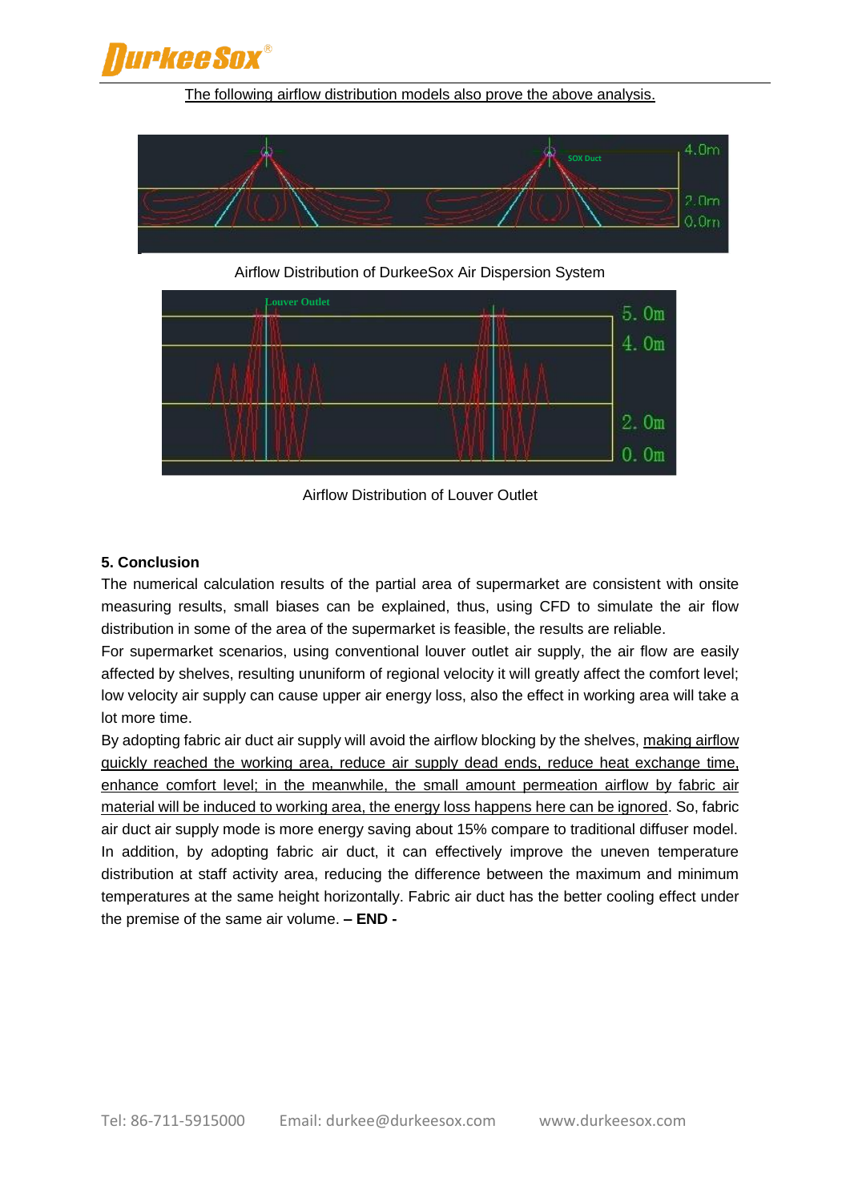The following airflow distribution models also prove the above analysis.

4.0m

SOX Duct

2.0m

0.0m

Airflow Distribution of DurkeeSox Air Dispersion System

Louver Outlet

5. 0m

4. 0m

2. 0m

0. 0m

Airflow Distribution of Louver Outlet

**5. Conclusion**

The numerical calculation results of the partial area of supermarket are consistent with onsite measuring results, small biases can be explained, thus, using CFD to simulate the air flow distribution in some of the area of the supermarket is feasible, the results are reliable.

For supermarket scenarios, using conventional louver outlet air supply, the air flow are easily affected by shelves, resulting ununiform of regional velocity it will greatly affect the comfort level; low velocity air supply can cause upper air energy loss, also the effect in working area will take a lot more time.

By adopting fabric air duct air supply will avoid the airflow blocking by the shelves, making airflow quickly reached the working area, reduce air supply dead ends, reduce heat exchange time, enhance comfort level; in the meanwhile, the small amount permeation airflow by fabric air material will be induced to working area, the energy loss happens here can be ignored. So, fabric air duct air supply mode is more energy saving about 15% compare to traditional diffuser model. In addition, by adopting fabric air duct, it can effectively improve the uneven temperature distribution at staff activity area, reducing the difference between the maximum and minimum temperatures at the same height horizontally. Fabric air duct has the better cooling effect under the premise of the same air volume. **– END -**